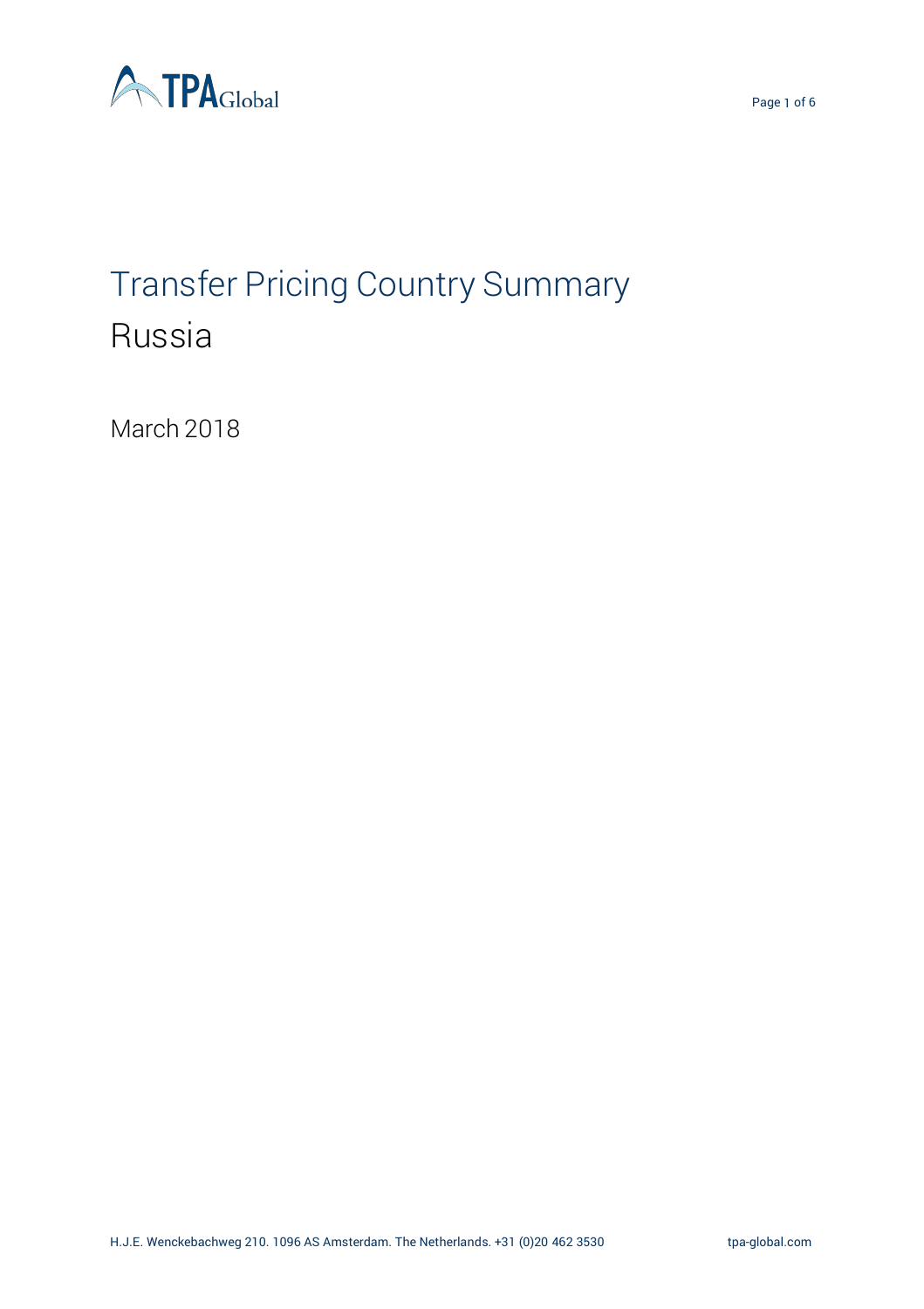# Transfer Pricing Country Summary
## Russia

March 2018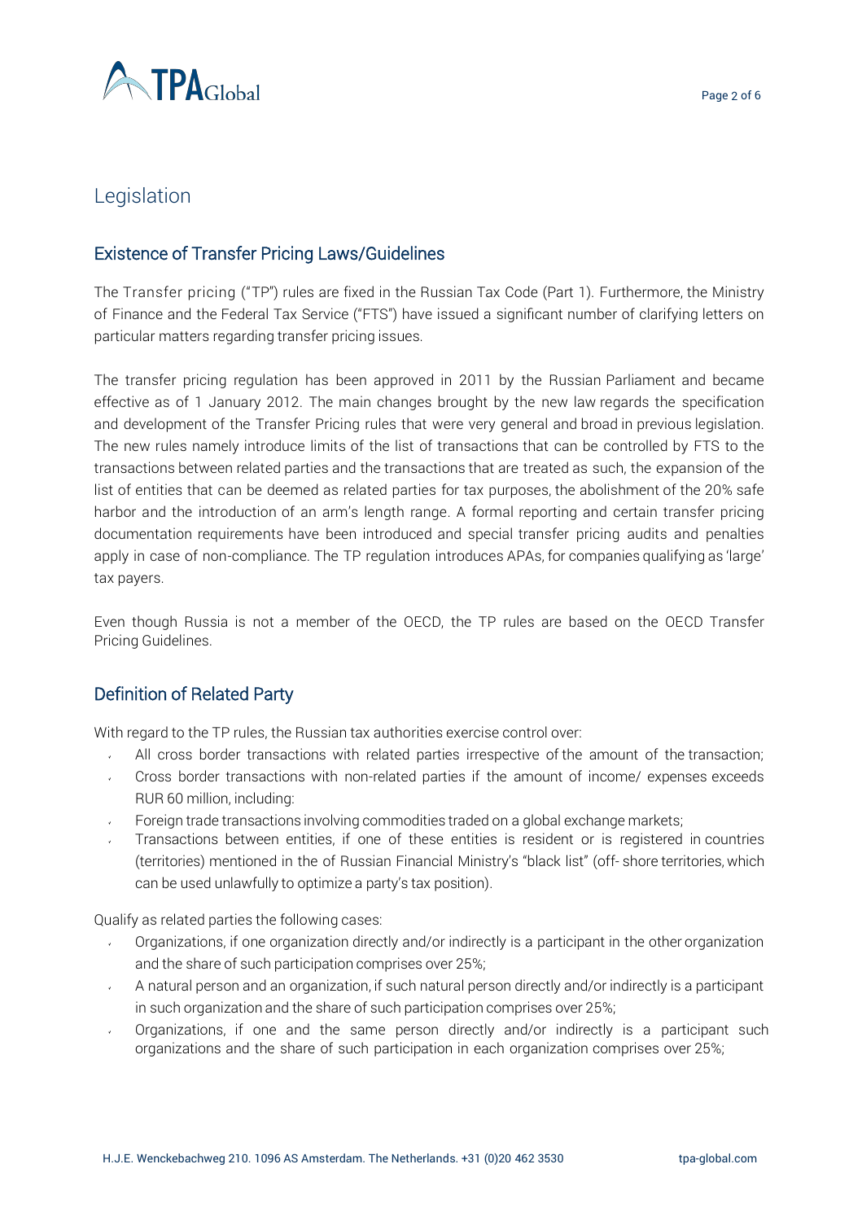## Legislation

### Existence of Transfer Pricing Laws/Guidelines

The Transfer pricing ("TP") rules are fixed in the Russian Tax Code (Part 1). Furthermore, the Ministry of Finance and the Federal Tax Service ("FTS") have issued a significant number of clarifying letters on particular matters regarding transfer pricing issues.

The transfer pricing regulation has been approved in 2011 by the Russian Parliament and became effective as of 1 January 2012. The main changes brought by the new law regards the specification and development of the Transfer Pricing rules that were very general and broad in previous legislation. The new rules namely introduce limits of the list of transactions that can be controlled by FTS to the transactions between related parties and the transactions that are treated as such, the expansion of the list of entities that can be deemed as related parties for tax purposes, the abolishment of the 20% safe harbor and the introduction of an arm's length range. A formal reporting and certain transfer pricing documentation requirements have been introduced and special transfer pricing audits and penalties apply in case of non-compliance. The TP regulation introduces APAs, for companies qualifying as 'large' tax payers.

Even though Russia is not a member of the OECD, the TP rules are based on the OECD Transfer Pricing Guidelines.

### Definition of Related Party

With regard to the TP rules, the Russian tax authorities exercise control over:

- All cross border transactions with related parties irrespective of the amount of the transaction;
- Cross border transactions with non-related parties if the amount of income/ expenses exceeds RUR 60 million, including:
- Foreign trade transactions involving commodities traded on a global exchange markets;
- Transactions between entities, if one of these entities is resident or is registered in countries (territories) mentioned in the of Russian Financial Ministry's "black list" (off- shore territories, which can be used unlawfully to optimize a party's tax position).

Qualify as related parties the following cases:

- Organizations, if one organization directly and/or indirectly is a participant in the other organization and the share of such participation comprises over 25%;
- A natural person and an organization, if such natural person directly and/or indirectly is a participant in such organization and the share of such participation comprises over 25%;
- Organizations, if one and the same person directly and/or indirectly is a participant such organizations and the share of such participation in each organization comprises over 25%;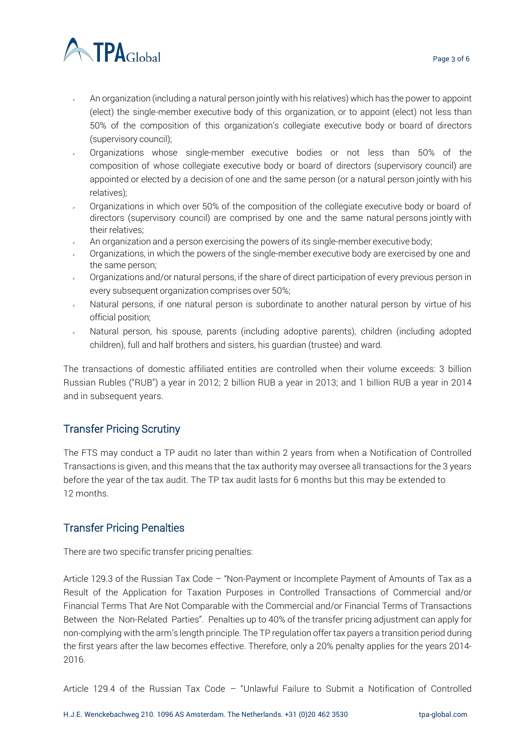- An organization (including a natural person jointly with his relatives) which has the power to appoint (elect) the single-member executive body of this organization, or to appoint (elect) not less than 50% of the composition of this organization's collegiate executive body or board of directors (supervisory council);
- Organizations whose single-member executive bodies or not less than 50% of the composition of whose collegiate executive body or board of directors (supervisory council) are appointed or elected by a decision of one and the same person (or a natural person jointly with his relatives);
- Organizations in which over 50% of the composition of the collegiate executive body or board of directors (supervisory council) are comprised by one and the same natural persons jointly with their relatives;
- An organization and a person exercising the powers of its single-member executive body;
- Organizations, in which the powers of the single-member executive body are exercised by one and the same person;
- Organizations and/or natural persons, if the share of direct participation of every previous person in every subsequent organization comprises over 50%;
- Natural persons, if one natural person is subordinate to another natural person by virtue of his official position;
- Natural person, his spouse, parents (including adoptive parents), children (including adopted children), full and half brothers and sisters, his guardian (trustee) and ward.

The transactions of domestic affiliated entities are controlled when their volume exceeds: 3 billion Russian Rubles ("RUB") a year in 2012; 2 billion RUB a year in 2013; and 1 billion RUB a year in 2014 and in subsequent years.

## Transfer Pricing Scrutiny

The FTS may conduct a TP audit no later than within 2 years from when a Notification of Controlled Transactions is given, and this means that the tax authority may oversee all transactions for the 3 years before the year of the tax audit. The TP tax audit lasts for 6 months but this may be extended to 12 months.

## Transfer Pricing Penalties

There are two specific transfer pricing penalties:

Article 129.3 of the Russian Tax Code – "Non-Payment or Incomplete Payment of Amounts of Tax as a Result of the Application for Taxation Purposes in Controlled Transactions of Commercial and/or Financial Terms That Are Not Comparable with the Commercial and/or Financial Terms of Transactions Between the Non-Related Parties". Penalties up to 40% of the transfer pricing adjustment can apply for non-complying with the arm's length principle. The TP regulation offer tax payers a transition period during the first years after the law becomes effective. Therefore, only a 20% penalty applies for the years 2014-2016.

Article 129.4 of the Russian Tax Code – "Unlawful Failure to Submit a Notification of Controlled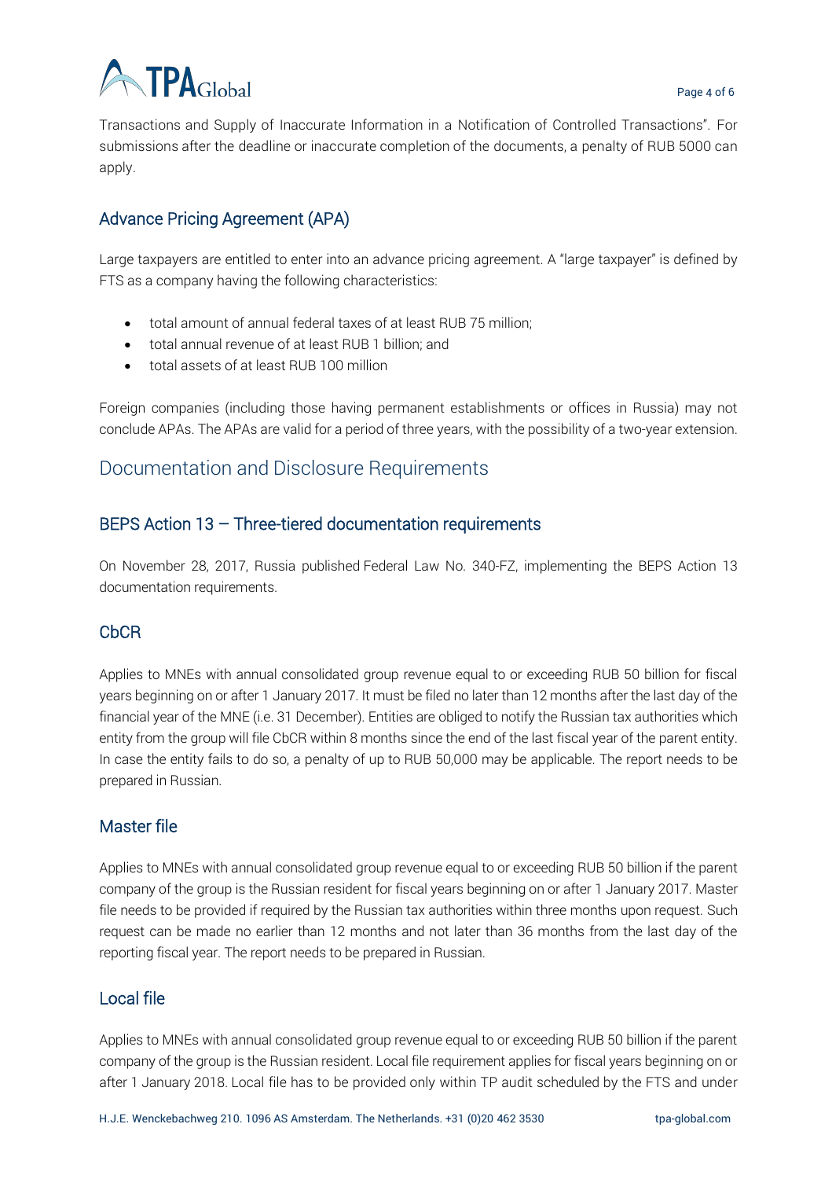Transactions and Supply of Inaccurate Information in a Notification of Controlled Transactions". For submissions after the deadline or inaccurate completion of the documents, a penalty of RUB 5000 can apply.

### Advance Pricing Agreement (APA)

Large taxpayers are entitled to enter into an advance pricing agreement. A "large taxpayer" is defined by FTS as a company having the following characteristics:

- total amount of annual federal taxes of at least RUB 75 million;
- total annual revenue of at least RUB 1 billion; and
- total assets of at least RUB 100 million

Foreign companies (including those having permanent establishments or offices in Russia) may not conclude APAs. The APAs are valid for a period of three years, with the possibility of a two-year extension.

## Documentation and Disclosure Requirements

### BEPS Action 13 – Three-tiered documentation requirements

On November 28, 2017, Russia published Federal Law No. 340-FZ, implementing the BEPS Action 13 documentation requirements.

### CbCR

Applies to MNEs with annual consolidated group revenue equal to or exceeding RUB 50 billion for fiscal years beginning on or after 1 January 2017. It must be filed no later than 12 months after the last day of the financial year of the MNE (i.e. 31 December). Entities are obliged to notify the Russian tax authorities which entity from the group will file CbCR within 8 months since the end of the last fiscal year of the parent entity. In case the entity fails to do so, a penalty of up to RUB 50,000 may be applicable. The report needs to be prepared in Russian.

### Master file

Applies to MNEs with annual consolidated group revenue equal to or exceeding RUB 50 billion if the parent company of the group is the Russian resident for fiscal years beginning on or after 1 January 2017. Master file needs to be provided if required by the Russian tax authorities within three months upon request. Such request can be made no earlier than 12 months and not later than 36 months from the last day of the reporting fiscal year. The report needs to be prepared in Russian.

### Local file

Applies to MNEs with annual consolidated group revenue equal to or exceeding RUB 50 billion if the parent company of the group is the Russian resident. Local file requirement applies for fiscal years beginning on or after 1 January 2018. Local file has to be provided only within TP audit scheduled by the FTS and under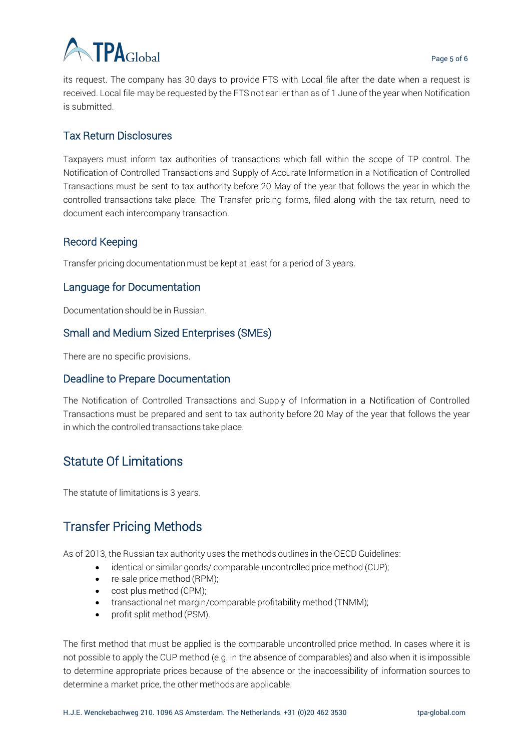its request. The company has 30 days to provide FTS with Local file after the date when a request is received. Local file may be requested by the FTS not earlier than as of 1 June of the year when Notification is submitted.

### Tax Return Disclosures

Taxpayers must inform tax authorities of transactions which fall within the scope of TP control. The Notification of Controlled Transactions and Supply of Accurate Information in a Notification of Controlled Transactions must be sent to tax authority before 20 May of the year that follows the year in which the controlled transactions take place. The Transfer pricing forms, filed along with the tax return, need to document each intercompany transaction.

### Record Keeping

Transfer pricing documentation must be kept at least for a period of 3 years.

### Language for Documentation

Documentation should be in Russian.

### Small and Medium Sized Enterprises (SMEs)

There are no specific provisions.

### Deadline to Prepare Documentation

The Notification of Controlled Transactions and Supply of Information in a Notification of Controlled Transactions must be prepared and sent to tax authority before 20 May of the year that follows the year in which the controlled transactions take place.

## Statute Of Limitations

The statute of limitations is 3 years.

## Transfer Pricing Methods

As of 2013, the Russian tax authority uses the methods outlines in the OECD Guidelines:

- identical or similar goods/ comparable uncontrolled price method (CUP);
- re-sale price method (RPM);
- cost plus method (CPM);
- transactional net margin/comparable profitability method (TNMM);
- profit split method (PSM).

The first method that must be applied is the comparable uncontrolled price method. In cases where it is not possible to apply the CUP method (e.g. in the absence of comparables) and also when it is impossible to determine appropriate prices because of the absence or the inaccessibility of information sources to determine a market price, the other methods are applicable.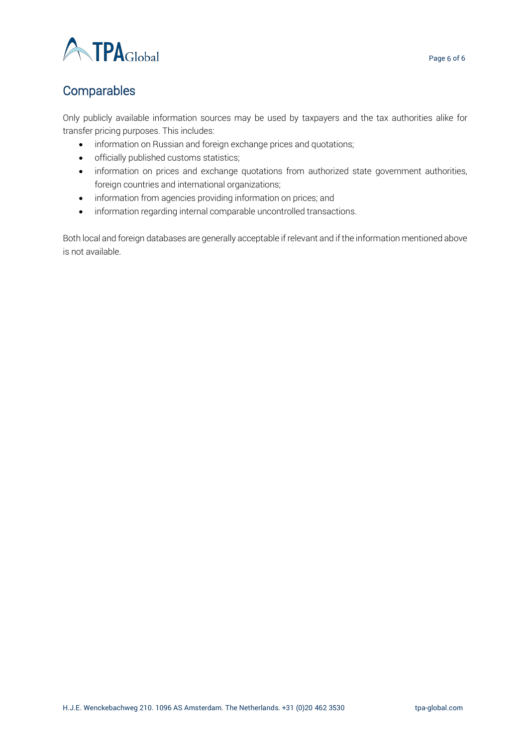## Comparables

Only publicly available information sources may be used by taxpayers and the tax authorities alike for transfer pricing purposes. This includes:

- information on Russian and foreign exchange prices and quotations;
- officially published customs statistics;
- information on prices and exchange quotations from authorized state government authorities, foreign countries and international organizations;
- information from agencies providing information on prices; and
- information regarding internal comparable uncontrolled transactions.

Both local and foreign databases are generally acceptable if relevant and if the information mentioned above is not available.